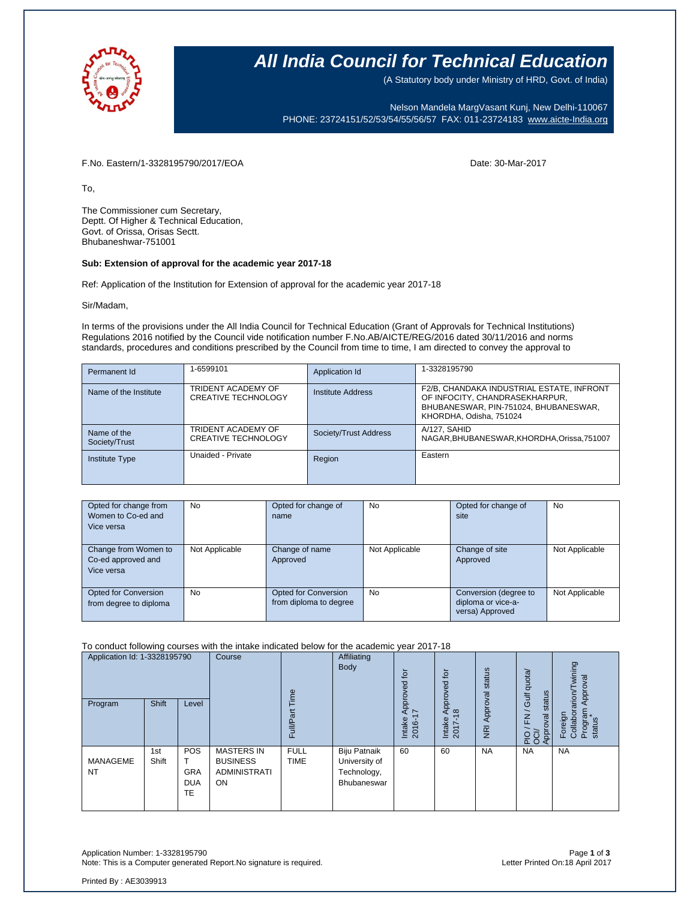# All India Council for Technical Education

(A Statutory body under Ministry of HRD, Govt. of India)

Nelson Mandela MargVasant Kunj, New Delhi-110067
PHONE: 23724151/52/53/54/55/56/57 FAX: 011-23724183 www.aicte-India.org

F.No. Eastern/1-3328195790/2017/EOA

Date: 30-Mar-2017

To,

The Commissioner cum Secretary,
Deptt. Of Higher & Technical Education,
Govt. of Orissa, Orisas Sectt.
Bhubaneshwar-751001

**Sub: Extension of approval for the academic year 2017-18**

Ref: Application of the Institution for Extension of approval for the academic year 2017-18

Sir/Madam,

In terms of the provisions under the All India Council for Technical Education (Grant of Approvals for Technical Institutions) Regulations 2016 notified by the Council vide notification number F.No.AB/AICTE/REG/2016 dated 30/11/2016 and norms standards, procedures and conditions prescribed by the Council from time to time, I am directed to convey the approval to

| Permanent Id | 1-6599101 | Application Id | 1-3328195790 |
|---|---|---|---|
| Name of the Institute | TRIDENT ACADEMY OF CREATIVE TECHNOLOGY | Institute Address | F2/B, CHANDAKA INDUSTRIAL ESTATE, INFRONT OF INFOCITY, CHANDRASEKHARPUR, BHUBANESWAR, PIN-751024, BHUBANESWAR, KHORDHA, Odisha, 751024 |
| Name of the Society/Trust | TRIDENT ACADEMY OF CREATIVE TECHNOLOGY | Society/Trust Address | A/127, SAHID NAGAR,BHUBANESWAR,KHORDHA,Orissa,751007 |
| Institute Type | Unaided - Private | Region | Eastern |

| Opted for change from Women to Co-ed and Vice versa | No | Opted for change of name | No | Opted for change of site | No |
|---|---|---|---|---|---|
| Change from Women to Co-ed approved and Vice versa | Not Applicable | Change of name Approved | Not Applicable | Change of site Approved | Not Applicable |
| Opted for Conversion from degree to diploma | No | Opted for Conversion from diploma to degree | No | Conversion (degree to diploma or vice-a-versa) Approved | Not Applicable |

To conduct following courses with the intake indicated below for the academic year 2017-18

| Application Id: 1-3328195790 | | | Course | Full/Part Time | Affiliating Body | Intake Approved for 2016-17 | Intake Approved for 2017-18 | NRI Approval status | PIO / FN / Gulf quota/ OCI/ Approval status | Foreign Collaboration/Twining Program Approval status* |
|---|---|---|---|---|---|---|---|---|---|---|
| Program | Shift | Level | | | | | | | | |
| MANAGEMENT | 1st Shift | POST GRADUATE | MASTERS IN BUSINESS ADMINISTRATION | FULL TIME | Biju Patnaik University of Technology, Bhubaneswar | 60 | 60 | NA | NA | NA |

Application Number: 1-3328195790
Note: This is a Computer generated Report.No signature is required.

Letter Printed On:18 April 2017

Printed By : AE3039913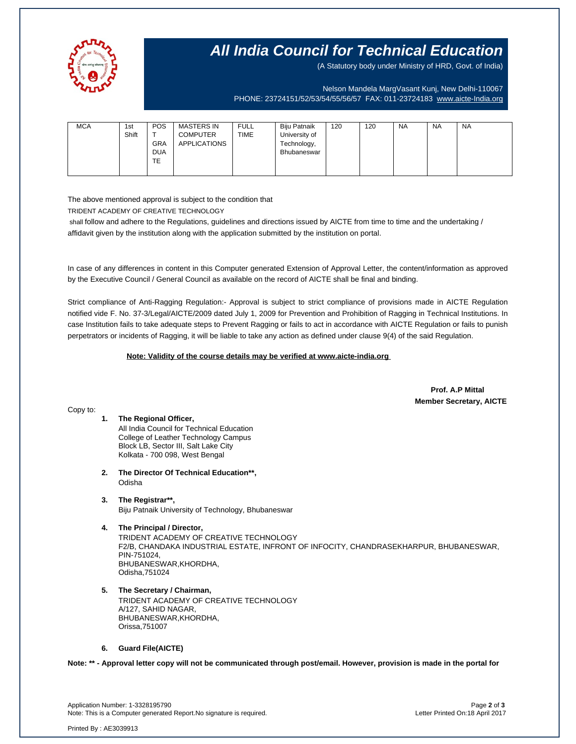# All India Council for Technical Education

(A Statutory body under Ministry of HRD, Govt. of India)

Nelson Mandela MargVasant Kunj, New Delhi-110067
PHONE: 23724151/52/53/54/55/56/57 FAX: 011-23724183 www.aicte-India.org

| MCA | 1st Shift | POST GRADUATE | MASTERS IN COMPUTER APPLICATIONS | FULL TIME | Biju Patnaik University of Technology, Bhubaneswar | 120 | 120 | NA | NA | NA |
|---|---|---|---|---|---|---|---|---|---|---|

The above mentioned approval is subject to the condition that
TRIDENT ACADEMY OF CREATIVE TECHNOLOGY
shall follow and adhere to the Regulations, guidelines and directions issued by AICTE from time to time and the undertaking / affidavit given by the institution along with the application submitted by the institution on portal.

In case of any differences in content in this Computer generated Extension of Approval Letter, the content/information as approved by the Executive Council / General Council as available on the record of AICTE shall be final and binding.

Strict compliance of Anti-Ragging Regulation:- Approval is subject to strict compliance of provisions made in AICTE Regulation notified vide F. No. 37-3/Legal/AICTE/2009 dated July 1, 2009 for Prevention and Prohibition of Ragging in Technical Institutions. In case Institution fails to take adequate steps to Prevent Ragging or fails to act in accordance with AICTE Regulation or fails to punish perpetrators or incidents of Ragging, it will be liable to take any action as defined under clause 9(4) of the said Regulation.

**Note: Validity of the course details may be verified at www.aicte-india.org**

**Prof. A.P Mittal**
**Member Secretary, AICTE**

Copy to:

1. **The Regional Officer,**
   All India Council for Technical Education
   College of Leather Technology Campus
   Block LB, Sector III, Salt Lake City
   Kolkata - 700 098, West Bengal

2. **The Director Of Technical Education\*\*,**
   Odisha

3. **The Registrar\*\*,**
   Biju Patnaik University of Technology, Bhubaneswar

4. **The Principal / Director,**
   TRIDENT ACADEMY OF CREATIVE TECHNOLOGY
   F2/B, CHANDAKA INDUSTRIAL ESTATE, INFRONT OF INFOCITY, CHANDRASEKHARPUR, BHUBANESWAR, PIN-751024,
   BHUBANESWAR,KHORDHA,
   Odisha,751024

5. **The Secretary / Chairman,**
   TRIDENT ACADEMY OF CREATIVE TECHNOLOGY
   A/127, SAHID NAGAR,
   BHUBANESWAR,KHORDHA,
   Orissa,751007

6. **Guard File(AICTE)**

**Note: \*\* - Approval letter copy will not be communicated through post/email. However, provision is made in the portal for**

Application Number: 1-3328195790
Note: This is a Computer generated Report.No signature is required.
Letter Printed On:18 April 2017

Printed By : AE3039913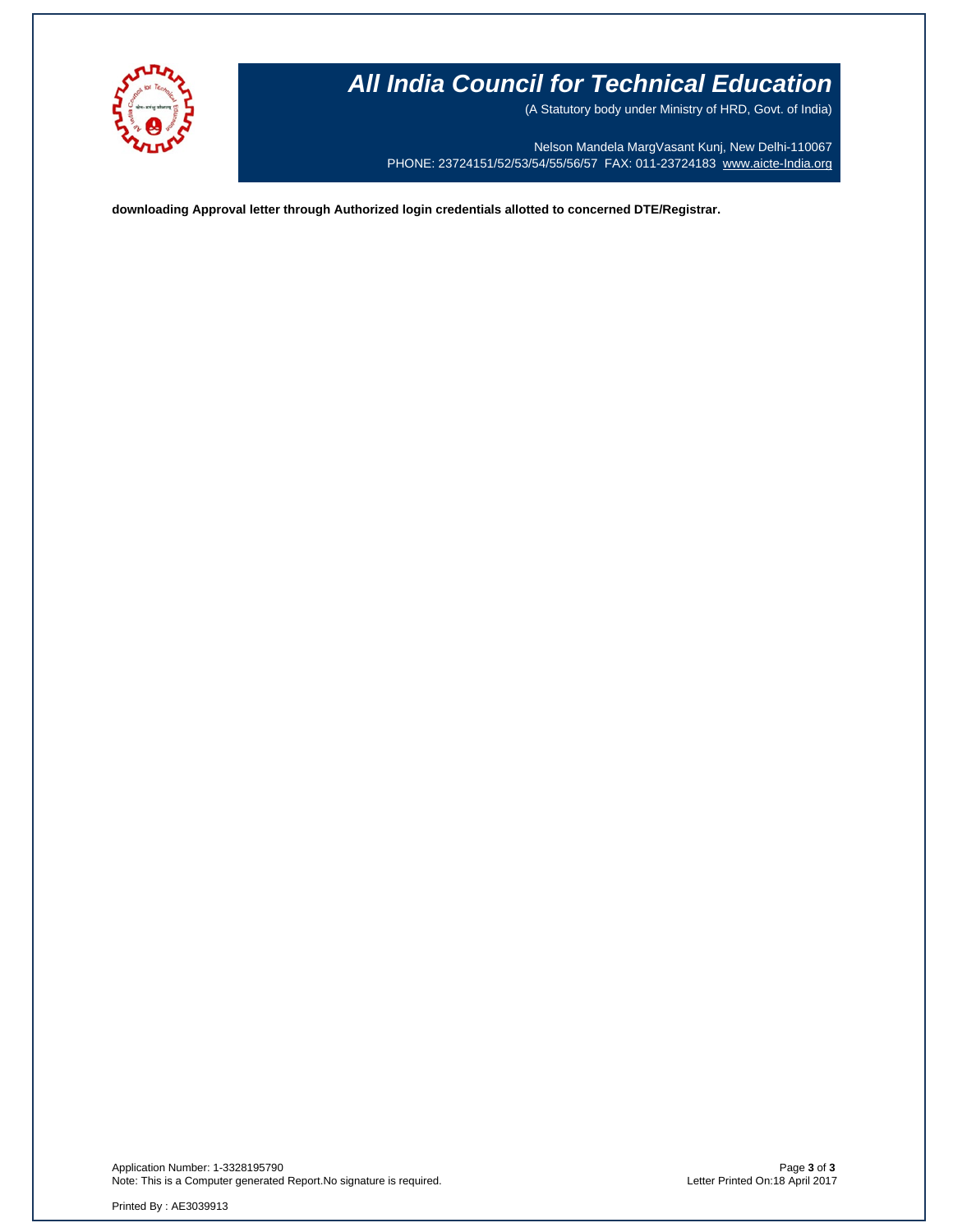**downloading Approval letter through Authorized login credentials allotted to concerned DTE/Registrar.**